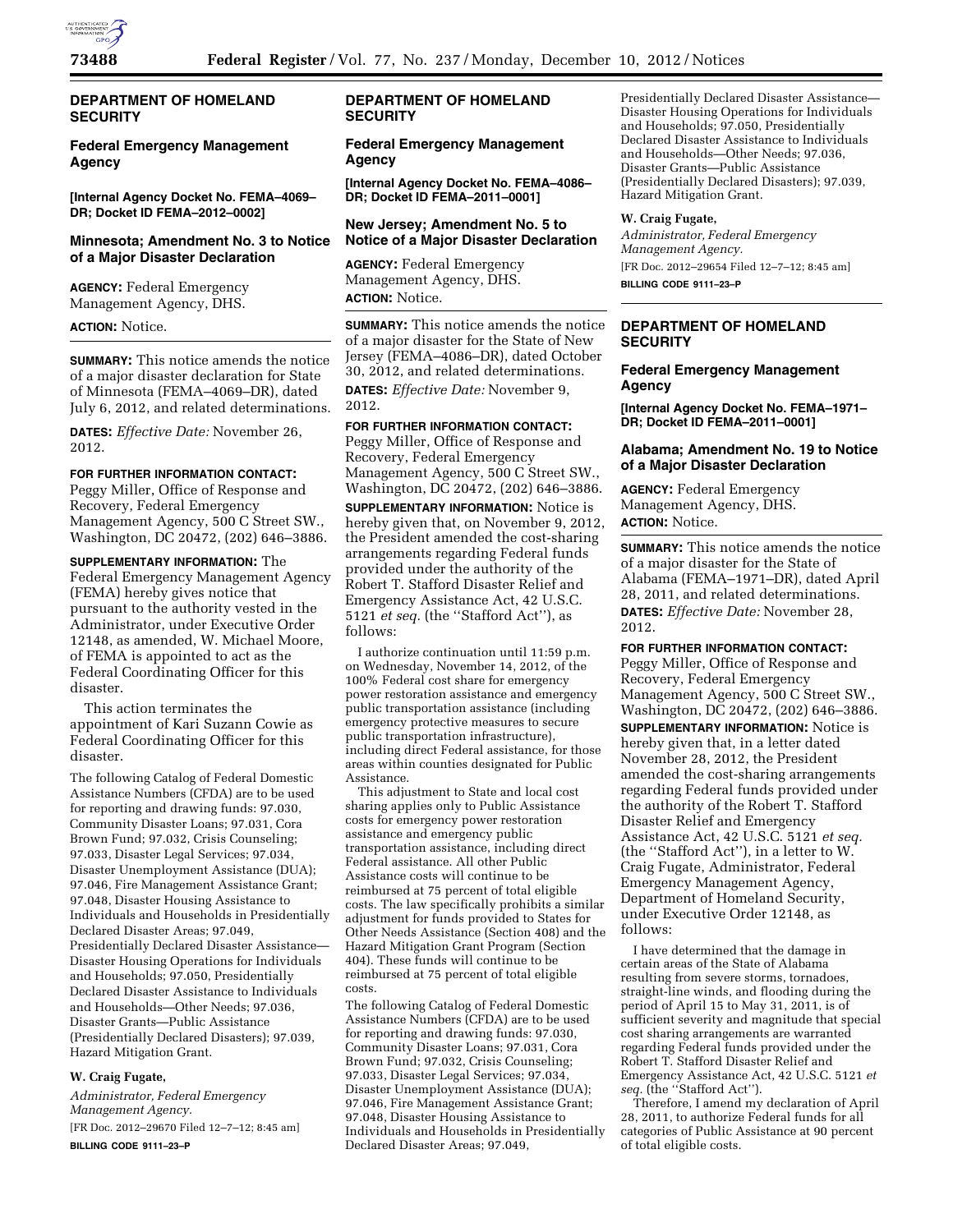## DEPARTMENT OF HOMELAND SECURITY

### Federal Emergency Management Agency

**[Internal Agency Docket No. FEMA–4069–DR; Docket ID FEMA–2012–0002]**

### Minnesota; Amendment No. 3 to Notice of a Major Disaster Declaration

**AGENCY:** Federal Emergency Management Agency, DHS.

**ACTION:** Notice.

**SUMMARY:** This notice amends the notice of a major disaster declaration for State of Minnesota (FEMA–4069–DR), dated July 6, 2012, and related determinations.

**DATES:** *Effective Date:* November 26, 2012.

**FOR FURTHER INFORMATION CONTACT:** Peggy Miller, Office of Response and Recovery, Federal Emergency Management Agency, 500 C Street SW., Washington, DC 20472, (202) 646–3886.

**SUPPLEMENTARY INFORMATION:** The Federal Emergency Management Agency (FEMA) hereby gives notice that pursuant to the authority vested in the Administrator, under Executive Order 12148, as amended, W. Michael Moore, of FEMA is appointed to act as the Federal Coordinating Officer for this disaster.

This action terminates the appointment of Kari Suzann Cowie as Federal Coordinating Officer for this disaster.

The following Catalog of Federal Domestic Assistance Numbers (CFDA) are to be used for reporting and drawing funds: 97.030, Community Disaster Loans; 97.031, Cora Brown Fund; 97.032, Crisis Counseling; 97.033, Disaster Legal Services; 97.034, Disaster Unemployment Assistance (DUA); 97.046, Fire Management Assistance Grant; 97.048, Disaster Housing Assistance to Individuals and Households in Presidentially Declared Disaster Areas; 97.049, Presidentially Declared Disaster Assistance—Disaster Housing Operations for Individuals and Households; 97.050, Presidentially Declared Disaster Assistance to Individuals and Households—Other Needs; 97.036, Disaster Grants—Public Assistance (Presidentially Declared Disasters); 97.039, Hazard Mitigation Grant.

**W. Craig Fugate,**

*Administrator, Federal Emergency Management Agency.*

[FR Doc. 2012–29670 Filed 12–7–12; 8:45 am]

**BILLING CODE 9111–23–P**

## DEPARTMENT OF HOMELAND SECURITY

### Federal Emergency Management Agency

**[Internal Agency Docket No. FEMA–4086–DR; Docket ID FEMA–2011–0001]**

### New Jersey; Amendment No. 5 to Notice of a Major Disaster Declaration

**AGENCY:** Federal Emergency Management Agency, DHS.

**ACTION:** Notice.

**SUMMARY:** This notice amends the notice of a major disaster for the State of New Jersey (FEMA–4086–DR), dated October 30, 2012, and related determinations.

**DATES:** *Effective Date:* November 9, 2012.

**FOR FURTHER INFORMATION CONTACT:** Peggy Miller, Office of Response and Recovery, Federal Emergency Management Agency, 500 C Street SW., Washington, DC 20472, (202) 646–3886.

**SUPPLEMENTARY INFORMATION:** Notice is hereby given that, on November 9, 2012, the President amended the cost-sharing arrangements regarding Federal funds provided under the authority of the Robert T. Stafford Disaster Relief and Emergency Assistance Act, 42 U.S.C. 5121 *et seq.* (the ''Stafford Act''), as follows:

I authorize continuation until 11:59 p.m. on Wednesday, November 14, 2012, of the 100% Federal cost share for emergency power restoration assistance and emergency public transportation assistance (including emergency protective measures to secure public transportation infrastructure), including direct Federal assistance, for those areas within counties designated for Public Assistance.

This adjustment to State and local cost sharing applies only to Public Assistance costs for emergency power restoration assistance and emergency public transportation assistance, including direct Federal assistance. All other Public Assistance costs will continue to be reimbursed at 75 percent of total eligible costs. The law specifically prohibits a similar adjustment for funds provided to States for Other Needs Assistance (Section 408) and the Hazard Mitigation Grant Program (Section 404). These funds will continue to be reimbursed at 75 percent of total eligible costs.

The following Catalog of Federal Domestic Assistance Numbers (CFDA) are to be used for reporting and drawing funds: 97.030, Community Disaster Loans; 97.031, Cora Brown Fund; 97.032, Crisis Counseling; 97.033, Disaster Legal Services; 97.034, Disaster Unemployment Assistance (DUA); 97.046, Fire Management Assistance Grant; 97.048, Disaster Housing Assistance to Individuals and Households in Presidentially Declared Disaster Areas; 97.049, Presidentially Declared Disaster Assistance—Disaster Housing Operations for Individuals and Households; 97.050, Presidentially Declared Disaster Assistance to Individuals and Households—Other Needs; 97.036, Disaster Grants—Public Assistance (Presidentially Declared Disasters); 97.039, Hazard Mitigation Grant.

**W. Craig Fugate,**

*Administrator, Federal Emergency Management Agency.*

[FR Doc. 2012–29654 Filed 12–7–12; 8:45 am]

**BILLING CODE 9111–23–P**

## DEPARTMENT OF HOMELAND SECURITY

### Federal Emergency Management Agency

**[Internal Agency Docket No. FEMA–1971–DR; Docket ID FEMA–2011–0001]**

### Alabama; Amendment No. 19 to Notice of a Major Disaster Declaration

**AGENCY:** Federal Emergency Management Agency, DHS.

**ACTION:** Notice.

**SUMMARY:** This notice amends the notice of a major disaster for the State of Alabama (FEMA–1971–DR), dated April 28, 2011, and related determinations.

**DATES:** *Effective Date:* November 28, 2012.

**FOR FURTHER INFORMATION CONTACT:** Peggy Miller, Office of Response and Recovery, Federal Emergency Management Agency, 500 C Street SW., Washington, DC 20472, (202) 646–3886.

**SUPPLEMENTARY INFORMATION:** Notice is hereby given that, in a letter dated November 28, 2012, the President amended the cost-sharing arrangements regarding Federal funds provided under the authority of the Robert T. Stafford Disaster Relief and Emergency Assistance Act, 42 U.S.C. 5121 *et seq.* (the ''Stafford Act''), in a letter to W. Craig Fugate, Administrator, Federal Emergency Management Agency, Department of Homeland Security, under Executive Order 12148, as follows:

I have determined that the damage in certain areas of the State of Alabama resulting from severe storms, tornadoes, straight-line winds, and flooding during the period of April 15 to May 31, 2011, is of sufficient severity and magnitude that special cost sharing arrangements are warranted regarding Federal funds provided under the Robert T. Stafford Disaster Relief and Emergency Assistance Act, 42 U.S.C. 5121 *et seq.* (the ''Stafford Act'').

Therefore, I amend my declaration of April 28, 2011, to authorize Federal funds for all categories of Public Assistance at 90 percent of total eligible costs.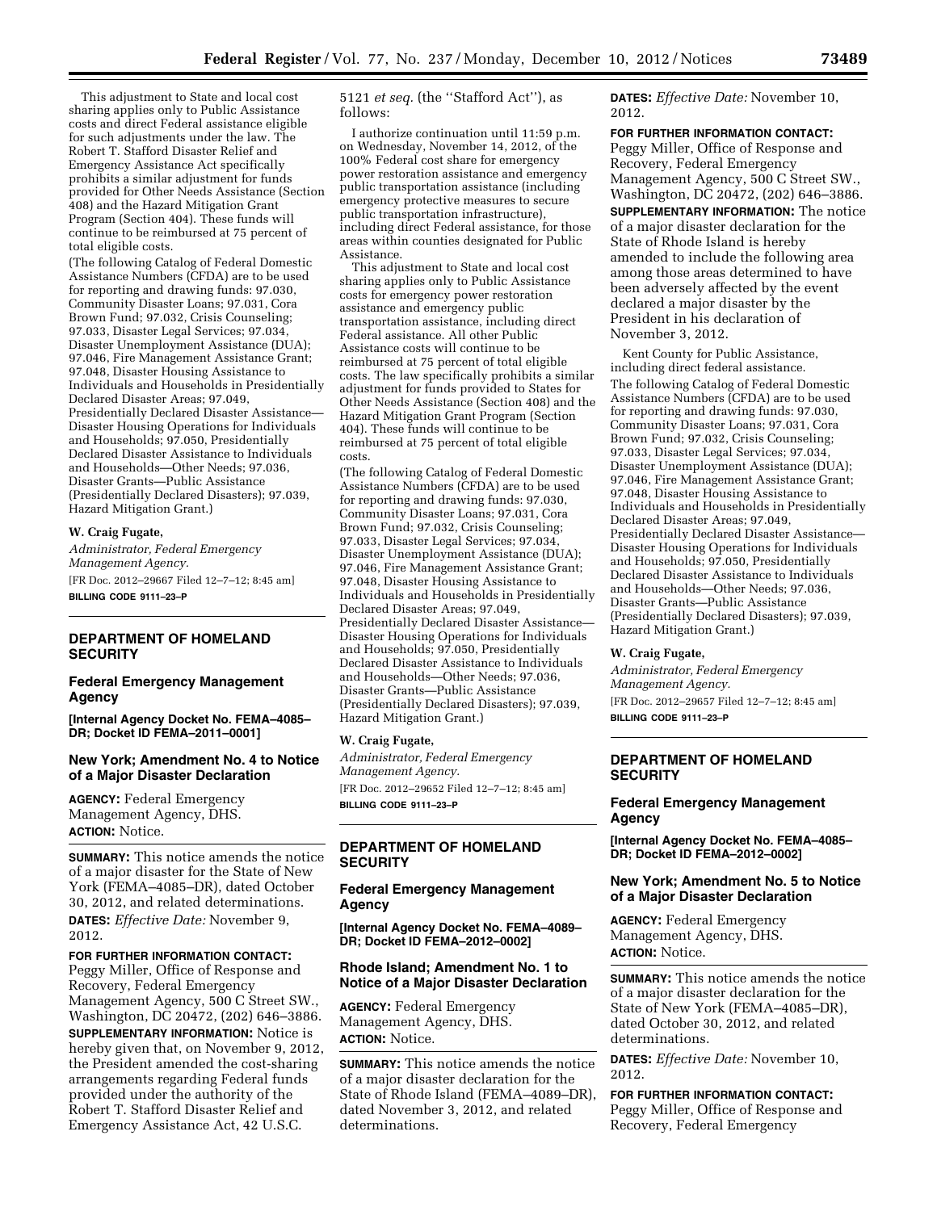This adjustment to State and local cost sharing applies only to Public Assistance costs and direct Federal assistance eligible for such adjustments under the law. The Robert T. Stafford Disaster Relief and Emergency Assistance Act specifically prohibits a similar adjustment for funds provided for Other Needs Assistance (Section 408) and the Hazard Mitigation Grant Program (Section 404). These funds will continue to be reimbursed at 75 percent of total eligible costs.

(The following Catalog of Federal Domestic Assistance Numbers (CFDA) are to be used for reporting and drawing funds: 97.030, Community Disaster Loans; 97.031, Cora Brown Fund; 97.032, Crisis Counseling; 97.033, Disaster Legal Services; 97.034, Disaster Unemployment Assistance (DUA); 97.046, Fire Management Assistance Grant; 97.048, Disaster Housing Assistance to Individuals and Households in Presidentially Declared Disaster Areas; 97.049, Presidentially Declared Disaster Assistance— Disaster Housing Operations for Individuals and Households; 97.050, Presidentially Declared Disaster Assistance to Individuals and Households—Other Needs; 97.036, Disaster Grants—Public Assistance (Presidentially Declared Disasters); 97.039, Hazard Mitigation Grant.)

**W. Craig Fugate,**

*Administrator, Federal Emergency Management Agency.*

[FR Doc. 2012–29667 Filed 12–7–12; 8:45 am]

**BILLING CODE 9111–23–P**

---

## DEPARTMENT OF HOMELAND SECURITY

### Federal Emergency Management Agency

**[Internal Agency Docket No. FEMA–4085–DR; Docket ID FEMA–2011–0001]**

### New York; Amendment No. 4 to Notice of a Major Disaster Declaration

**AGENCY:** Federal Emergency Management Agency, DHS.

**ACTION:** Notice.

**SUMMARY:** This notice amends the notice of a major disaster for the State of New York (FEMA–4085–DR), dated October 30, 2012, and related determinations.

**DATES:** *Effective Date:* November 9, 2012.

**FOR FURTHER INFORMATION CONTACT:** Peggy Miller, Office of Response and Recovery, Federal Emergency Management Agency, 500 C Street SW., Washington, DC 20472, (202) 646–3886.

**SUPPLEMENTARY INFORMATION:** Notice is hereby given that, on November 9, 2012, the President amended the cost-sharing arrangements regarding Federal funds provided under the authority of the Robert T. Stafford Disaster Relief and Emergency Assistance Act, 42 U.S.C. 5121 *et seq.* (the ''Stafford Act''), as follows:

I authorize continuation until 11:59 p.m. on Wednesday, November 14, 2012, of the 100% Federal cost share for emergency power restoration assistance and emergency public transportation assistance (including emergency protective measures to secure public transportation infrastructure), including direct Federal assistance, for those areas within counties designated for Public Assistance.

This adjustment to State and local cost sharing applies only to Public Assistance costs for emergency power restoration assistance and emergency public transportation assistance, including direct Federal assistance. All other Public Assistance costs will continue to be reimbursed at 75 percent of total eligible costs. The law specifically prohibits a similar adjustment for funds provided to States for Other Needs Assistance (Section 408) and the Hazard Mitigation Grant Program (Section 404). These funds will continue to be reimbursed at 75 percent of total eligible costs.

(The following Catalog of Federal Domestic Assistance Numbers (CFDA) are to be used for reporting and drawing funds: 97.030, Community Disaster Loans; 97.031, Cora Brown Fund; 97.032, Crisis Counseling; 97.033, Disaster Legal Services; 97.034, Disaster Unemployment Assistance (DUA); 97.046, Fire Management Assistance Grant; 97.048, Disaster Housing Assistance to Individuals and Households in Presidentially Declared Disaster Areas; 97.049, Presidentially Declared Disaster Assistance— Disaster Housing Operations for Individuals and Households; 97.050, Presidentially Declared Disaster Assistance to Individuals and Households—Other Needs; 97.036, Disaster Grants—Public Assistance (Presidentially Declared Disasters); 97.039, Hazard Mitigation Grant.)

**W. Craig Fugate,**

*Administrator, Federal Emergency Management Agency.*

[FR Doc. 2012–29652 Filed 12–7–12; 8:45 am]

**BILLING CODE 9111–23–P**

---

## DEPARTMENT OF HOMELAND SECURITY

### Federal Emergency Management Agency

**[Internal Agency Docket No. FEMA–4089–DR; Docket ID FEMA–2012–0002]**

### Rhode Island; Amendment No. 1 to Notice of a Major Disaster Declaration

**AGENCY:** Federal Emergency Management Agency, DHS.

**ACTION:** Notice.

**SUMMARY:** This notice amends the notice of a major disaster declaration for the State of Rhode Island (FEMA–4089–DR), dated November 3, 2012, and related determinations.

**DATES:** *Effective Date:* November 10, 2012.

**FOR FURTHER INFORMATION CONTACT:** Peggy Miller, Office of Response and Recovery, Federal Emergency Management Agency, 500 C Street SW., Washington, DC 20472, (202) 646–3886.

**SUPPLEMENTARY INFORMATION:** The notice of a major disaster declaration for the State of Rhode Island is hereby amended to include the following area among those areas determined to have been adversely affected by the event declared a major disaster by the President in his declaration of November 3, 2012.

Kent County for Public Assistance, including direct federal assistance.

The following Catalog of Federal Domestic Assistance Numbers (CFDA) are to be used for reporting and drawing funds: 97.030, Community Disaster Loans; 97.031, Cora Brown Fund; 97.032, Crisis Counseling; 97.033, Disaster Legal Services; 97.034, Disaster Unemployment Assistance (DUA); 97.046, Fire Management Assistance Grant; 97.048, Disaster Housing Assistance to Individuals and Households in Presidentially Declared Disaster Areas; 97.049, Presidentially Declared Disaster Assistance— Disaster Housing Operations for Individuals and Households; 97.050, Presidentially Declared Disaster Assistance to Individuals and Households—Other Needs; 97.036, Disaster Grants—Public Assistance (Presidentially Declared Disasters); 97.039, Hazard Mitigation Grant.)

**W. Craig Fugate,**

*Administrator, Federal Emergency Management Agency.*

[FR Doc. 2012–29657 Filed 12–7–12; 8:45 am]

**BILLING CODE 9111–23–P**

---

## DEPARTMENT OF HOMELAND SECURITY

### Federal Emergency Management Agency

**[Internal Agency Docket No. FEMA–4085–DR; Docket ID FEMA–2012–0002]**

### New York; Amendment No. 5 to Notice of a Major Disaster Declaration

**AGENCY:** Federal Emergency Management Agency, DHS.

**ACTION:** Notice.

**SUMMARY:** This notice amends the notice of a major disaster declaration for the State of New York (FEMA–4085–DR), dated October 30, 2012, and related determinations.

**DATES:** *Effective Date:* November 10, 2012.

**FOR FURTHER INFORMATION CONTACT:** Peggy Miller, Office of Response and Recovery, Federal Emergency